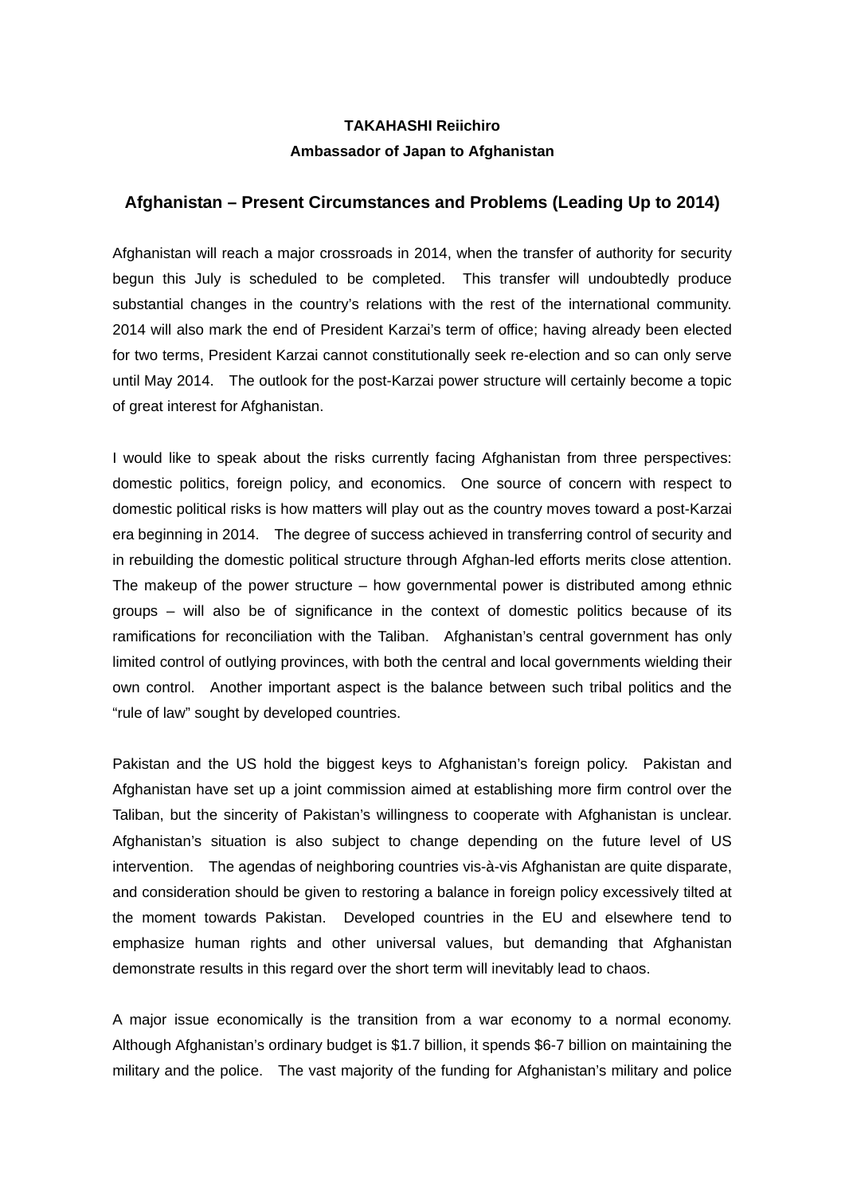**TAKAHASHI Reiichiro**
**Ambassador of Japan to Afghanistan**

## Afghanistan – Present Circumstances and Problems (Leading Up to 2014)

Afghanistan will reach a major crossroads in 2014, when the transfer of authority for security begun this July is scheduled to be completed. This transfer will undoubtedly produce substantial changes in the country's relations with the rest of the international community. 2014 will also mark the end of President Karzai's term of office; having already been elected for two terms, President Karzai cannot constitutionally seek re-election and so can only serve until May 2014. The outlook for the post-Karzai power structure will certainly become a topic of great interest for Afghanistan.

I would like to speak about the risks currently facing Afghanistan from three perspectives: domestic politics, foreign policy, and economics. One source of concern with respect to domestic political risks is how matters will play out as the country moves toward a post-Karzai era beginning in 2014. The degree of success achieved in transferring control of security and in rebuilding the domestic political structure through Afghan-led efforts merits close attention. The makeup of the power structure – how governmental power is distributed among ethnic groups – will also be of significance in the context of domestic politics because of its ramifications for reconciliation with the Taliban. Afghanistan's central government has only limited control of outlying provinces, with both the central and local governments wielding their own control. Another important aspect is the balance between such tribal politics and the "rule of law" sought by developed countries.

Pakistan and the US hold the biggest keys to Afghanistan's foreign policy. Pakistan and Afghanistan have set up a joint commission aimed at establishing more firm control over the Taliban, but the sincerity of Pakistan's willingness to cooperate with Afghanistan is unclear. Afghanistan's situation is also subject to change depending on the future level of US intervention. The agendas of neighboring countries vis-à-vis Afghanistan are quite disparate, and consideration should be given to restoring a balance in foreign policy excessively tilted at the moment towards Pakistan. Developed countries in the EU and elsewhere tend to emphasize human rights and other universal values, but demanding that Afghanistan demonstrate results in this regard over the short term will inevitably lead to chaos.

A major issue economically is the transition from a war economy to a normal economy. Although Afghanistan's ordinary budget is $1.7 billion, it spends $6-7 billion on maintaining the military and the police. The vast majority of the funding for Afghanistan's military and police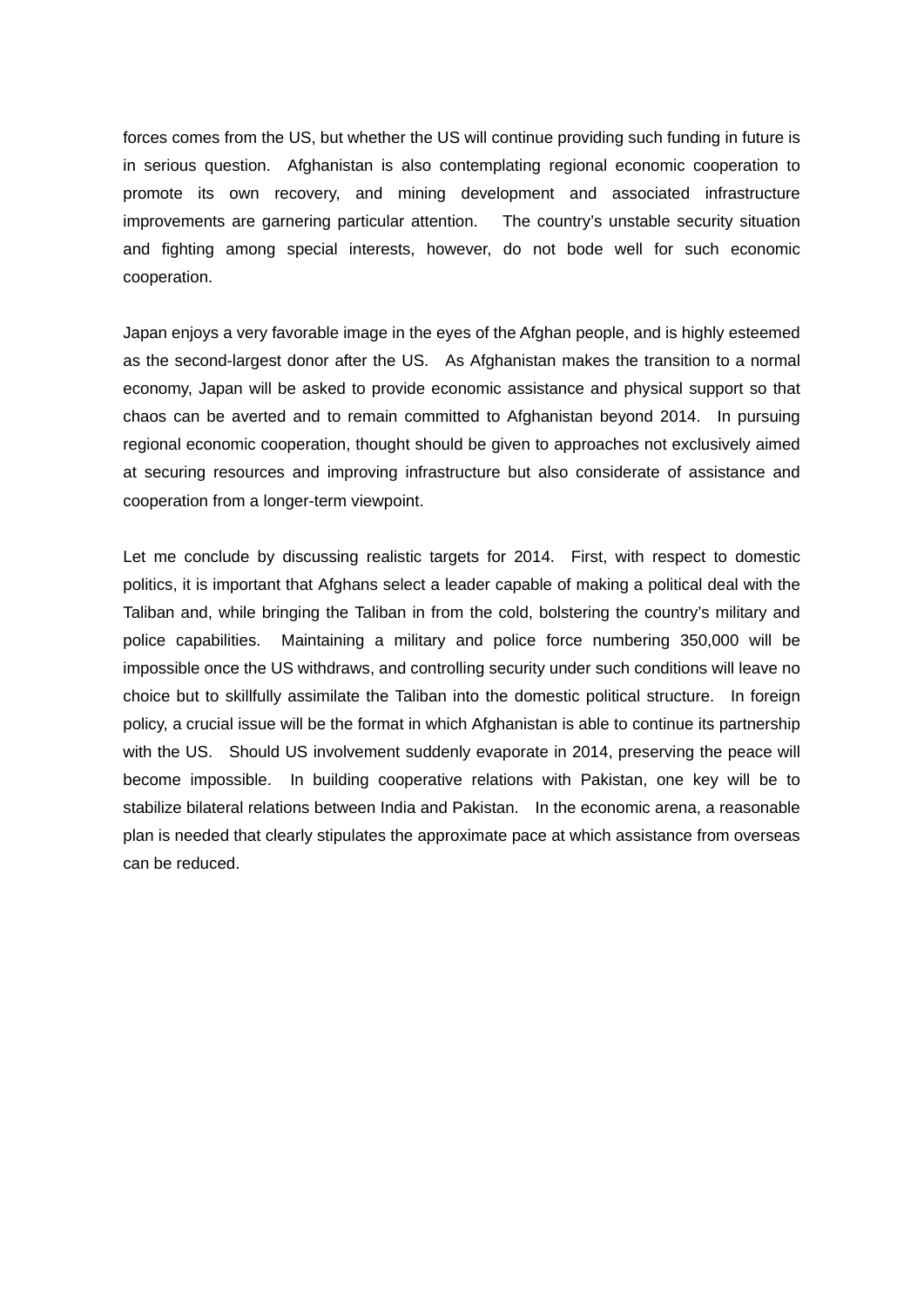forces comes from the US, but whether the US will continue providing such funding in future is in serious question. Afghanistan is also contemplating regional economic cooperation to promote its own recovery, and mining development and associated infrastructure improvements are garnering particular attention. The country's unstable security situation and fighting among special interests, however, do not bode well for such economic cooperation.

Japan enjoys a very favorable image in the eyes of the Afghan people, and is highly esteemed as the second-largest donor after the US. As Afghanistan makes the transition to a normal economy, Japan will be asked to provide economic assistance and physical support so that chaos can be averted and to remain committed to Afghanistan beyond 2014. In pursuing regional economic cooperation, thought should be given to approaches not exclusively aimed at securing resources and improving infrastructure but also considerate of assistance and cooperation from a longer-term viewpoint.

Let me conclude by discussing realistic targets for 2014. First, with respect to domestic politics, it is important that Afghans select a leader capable of making a political deal with the Taliban and, while bringing the Taliban in from the cold, bolstering the country's military and police capabilities. Maintaining a military and police force numbering 350,000 will be impossible once the US withdraws, and controlling security under such conditions will leave no choice but to skillfully assimilate the Taliban into the domestic political structure. In foreign policy, a crucial issue will be the format in which Afghanistan is able to continue its partnership with the US. Should US involvement suddenly evaporate in 2014, preserving the peace will become impossible. In building cooperative relations with Pakistan, one key will be to stabilize bilateral relations between India and Pakistan. In the economic arena, a reasonable plan is needed that clearly stipulates the approximate pace at which assistance from overseas can be reduced.